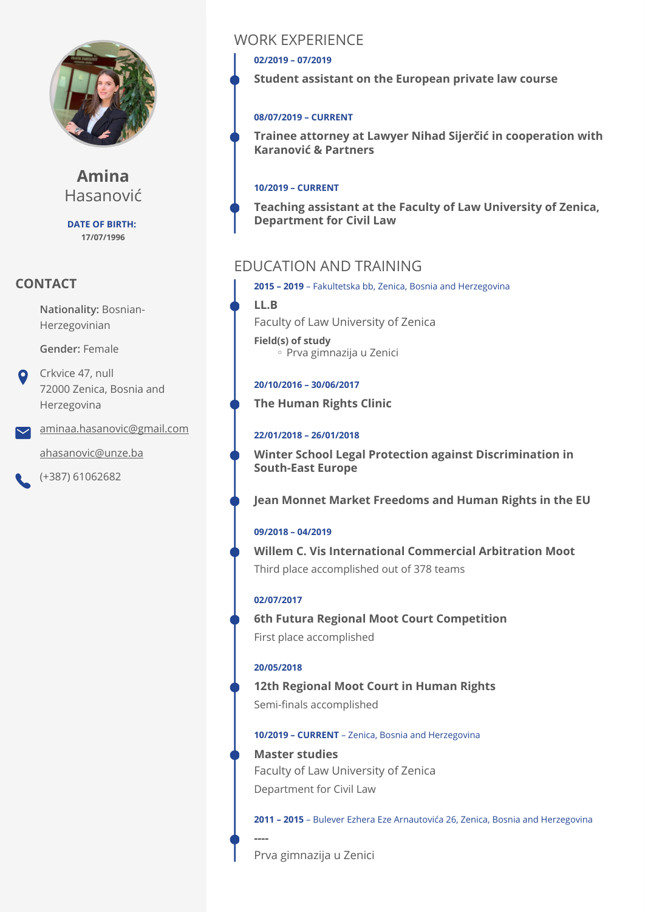# Amina Hasanović

**DATE OF BIRTH:**
17/07/1996

## CONTACT

**Nationality:** Bosnian-Herzegovinian

**Gender:** Female

Crkvice 47, null
72000 Zenica, Bosnia and Herzegovina

aminaa.hasanovic@gmail.com

ahasanovic@unze.ba

(+387) 61062682

## WORK EXPERIENCE

**02/2019 – 07/2019**

**Student assistant on the European private law course**

**08/07/2019 – CURRENT**

**Trainee attorney at Lawyer Nihad Sijerčić in cooperation with Karanović & Partners**

**10/2019 – CURRENT**

**Teaching assistant at the Faculty of Law University of Zenica, Department for Civil Law**

## EDUCATION AND TRAINING

**2015 – 2019** – Fakultetska bb, Zenica, Bosnia and Herzegovina

**LL.B**

Faculty of Law University of Zenica

**Field(s) of study**

- Prva gimnazija u Zenici

**20/10/2016 – 30/06/2017**

**The Human Rights Clinic**

**22/01/2018 – 26/01/2018**

**Winter School Legal Protection against Discrimination in South-East Europe**

**Jean Monnet Market Freedoms and Human Rights in the EU**

**09/2018 – 04/2019**

**Willem C. Vis International Commercial Arbitration Moot**

Third place accomplished out of 378 teams

**02/07/2017**

**6th Futura Regional Moot Court Competition**

First place accomplished

**20/05/2018**

**12th Regional Moot Court in Human Rights**

Semi-finals accomplished

**10/2019 – CURRENT** – Zenica, Bosnia and Herzegovina

**Master studies**

Faculty of Law University of Zenica

Department for Civil Law

**2011 – 2015** – Bulever Ezhera Eze Arnautovića 26, Zenica, Bosnia and Herzegovina

**----**

Prva gimnazija u Zenici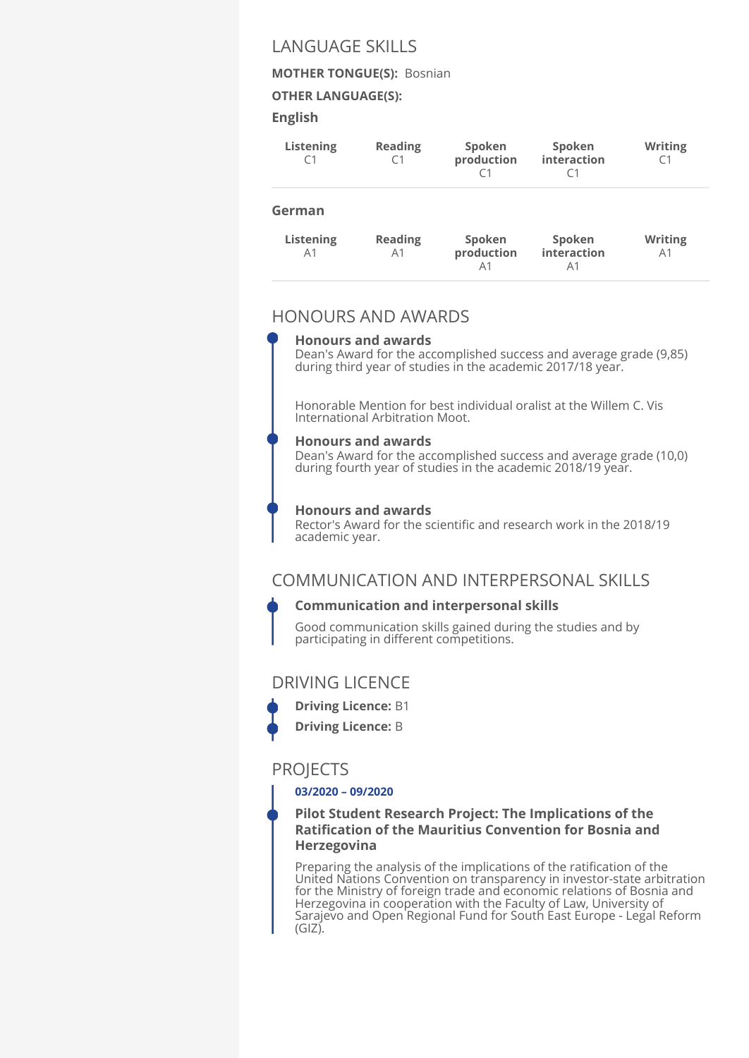## LANGUAGE SKILLS

**MOTHER TONGUE(S):** Bosnian

**OTHER LANGUAGE(S):**

### English

| Listening | Reading | Spoken production | Spoken interaction | Writing |
|---|---|---|---|---|
| C1 | C1 | C1 | C1 | C1 |

### German

| Listening | Reading | Spoken production | Spoken interaction | Writing |
|---|---|---|---|---|
| A1 | A1 | A1 | A1 | A1 |

## HONOURS AND AWARDS

**Honours and awards**
Dean's Award for the accomplished success and average grade (9,85) during third year of studies in the academic 2017/18 year.

Honorable Mention for best individual oralist at the Willem C. Vis International Arbitration Moot.

**Honours and awards**
Dean's Award for the accomplished success and average grade (10,0) during fourth year of studies in the academic 2018/19 year.

**Honours and awards**
Rector's Award for the scientific and research work in the 2018/19 academic year.

## COMMUNICATION AND INTERPERSONAL SKILLS

**Communication and interpersonal skills**

Good communication skills gained during the studies and by participating in different competitions.

## DRIVING LICENCE

**Driving Licence:** B1

**Driving Licence:** B

## PROJECTS

**03/2020 – 09/2020**

**Pilot Student Research Project: The Implications of the Ratification of the Mauritius Convention for Bosnia and Herzegovina**

Preparing the analysis of the implications of the ratification of the United Nations Convention on transparency in investor-state arbitration for the Ministry of foreign trade and economic relations of Bosnia and Herzegovina in cooperation with the Faculty of Law, University of Sarajevo and Open Regional Fund for South East Europe - Legal Reform (GIZ).